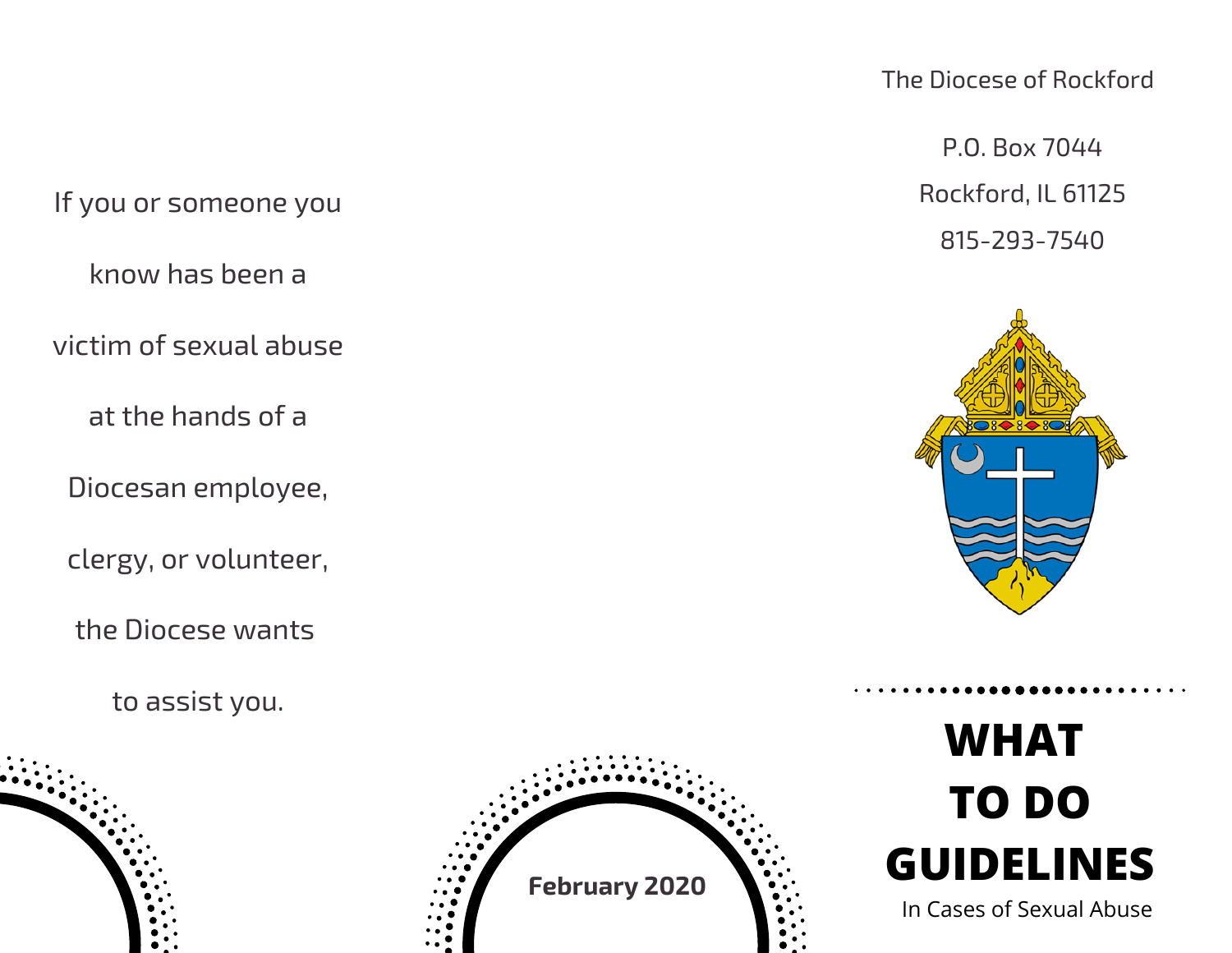If you or someone you know has been a victim of sexual abuse at the hands of a Diocesan employee, clergy, or volunteer, the Diocese wants to assist you.

**February 2020**

The Diocese of Rockford

P.O. Box 7044

Rockford, IL 61125

815-293-7540

# WHAT TO DO GUIDELINES

In Cases of Sexual Abuse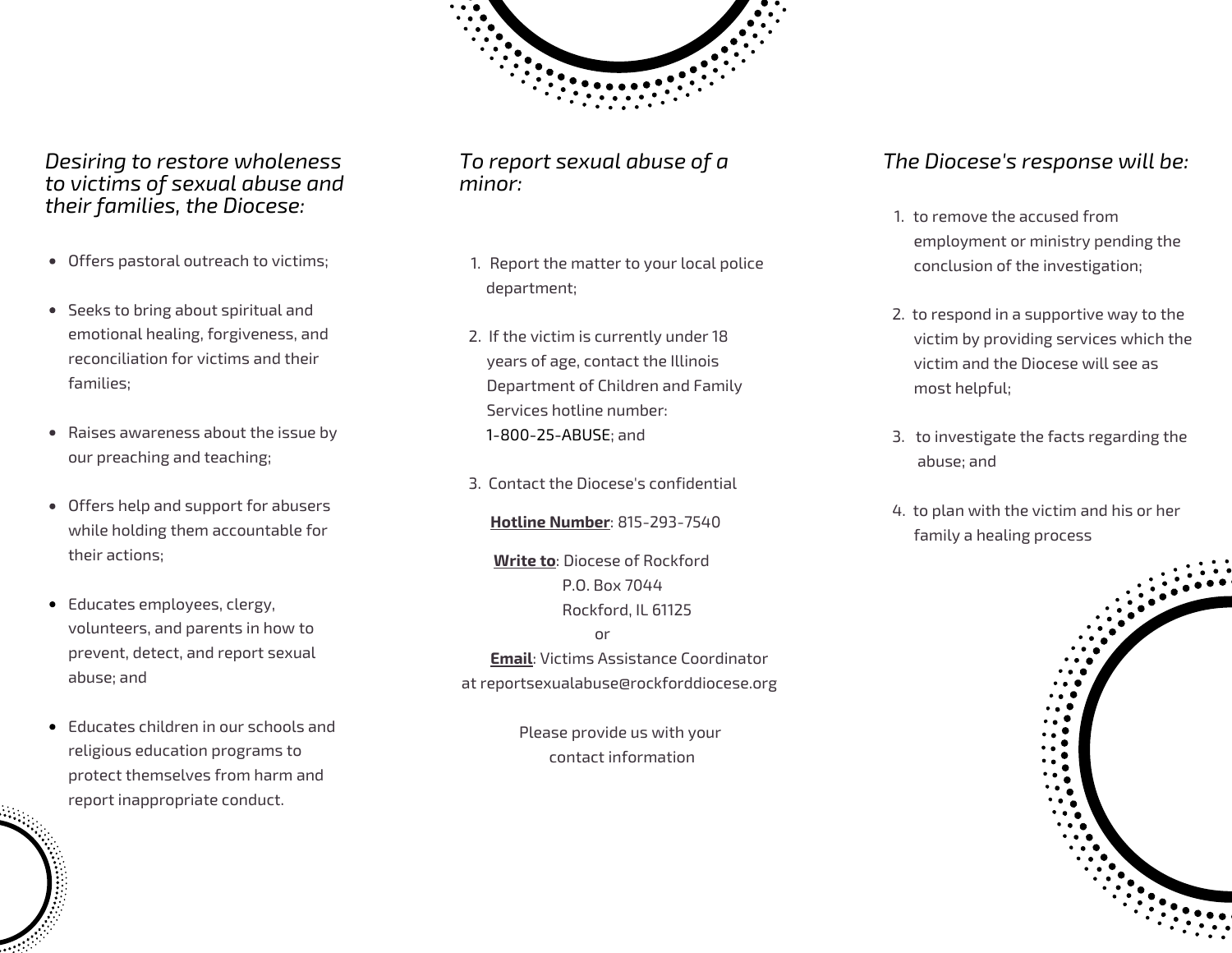*Desiring to restore wholeness to victims of sexual abuse and their families, the Diocese:*

- Offers pastoral outreach to victims;
- Seeks to bring about spiritual and emotional healing, forgiveness, and reconciliation for victims and their families;
- Raises awareness about the issue by our preaching and teaching;
- Offers help and support for abusers while holding them accountable for their actions;
- Educates employees, clergy, volunteers, and parents in how to prevent, detect, and report sexual abuse; and
- Educates children in our schools and religious education programs to protect themselves from harm and report inappropriate conduct.

*To report sexual abuse of a minor:*

1. Report the matter to your local police department;
2. If the victim is currently under 18 years of age, contact the Illinois Department of Children and Family Services hotline number: 1-800-25-ABUSE; and
3. Contact the Diocese's confidential

**Hotline Number**: 815-293-7540

**Write to**: Diocese of Rockford
P.O. Box 7044
Rockford, IL 61125

or

**Email**: Victims Assistance Coordinator at reportsexualabuse@rockforddiocese.org

Please provide us with your contact information

*The Diocese's response will be:*

1. to remove the accused from employment or ministry pending the conclusion of the investigation;
2. to respond in a supportive way to the victim by providing services which the victim and the Diocese will see as most helpful;
3. to investigate the facts regarding the abuse; and
4. to plan with the victim and his or her family a healing process